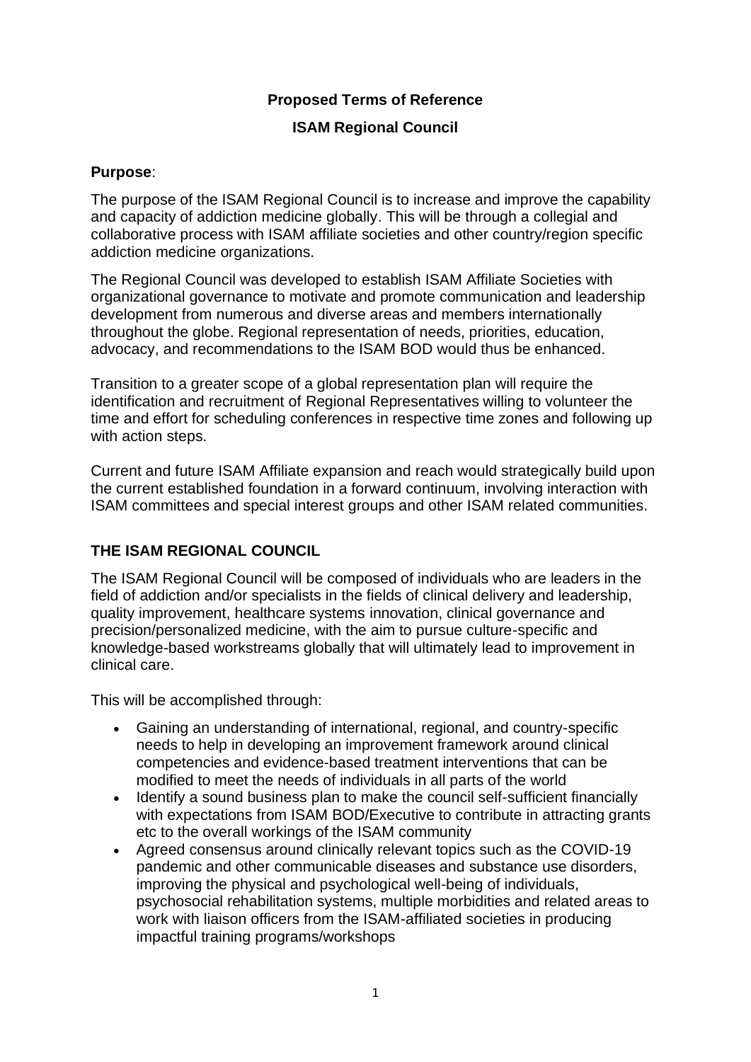**Proposed Terms of Reference**

**ISAM Regional Council**

**Purpose**:

The purpose of the ISAM Regional Council is to increase and improve the capability and capacity of addiction medicine globally. This will be through a collegial and collaborative process with ISAM affiliate societies and other country/region specific addiction medicine organizations.

The Regional Council was developed to establish ISAM Affiliate Societies with organizational governance to motivate and promote communication and leadership development from numerous and diverse areas and members internationally throughout the globe. Regional representation of needs, priorities, education, advocacy, and recommendations to the ISAM BOD would thus be enhanced.

Transition to a greater scope of a global representation plan will require the identification and recruitment of Regional Representatives willing to volunteer the time and effort for scheduling conferences in respective time zones and following up with action steps.

Current and future ISAM Affiliate expansion and reach would strategically build upon the current established foundation in a forward continuum, involving interaction with ISAM committees and special interest groups and other ISAM related communities.

## THE ISAM REGIONAL COUNCIL

The ISAM Regional Council will be composed of individuals who are leaders in the field of addiction and/or specialists in the fields of clinical delivery and leadership, quality improvement, healthcare systems innovation, clinical governance and precision/personalized medicine, with the aim to pursue culture-specific and knowledge-based workstreams globally that will ultimately lead to improvement in clinical care.

This will be accomplished through:

- Gaining an understanding of international, regional, and country-specific needs to help in developing an improvement framework around clinical competencies and evidence-based treatment interventions that can be modified to meet the needs of individuals in all parts of the world
- Identify a sound business plan to make the council self-sufficient financially with expectations from ISAM BOD/Executive to contribute in attracting grants etc to the overall workings of the ISAM community
- Agreed consensus around clinically relevant topics such as the COVID-19 pandemic and other communicable diseases and substance use disorders, improving the physical and psychological well-being of individuals, psychosocial rehabilitation systems, multiple morbidities and related areas to work with liaison officers from the ISAM-affiliated societies in producing impactful training programs/workshops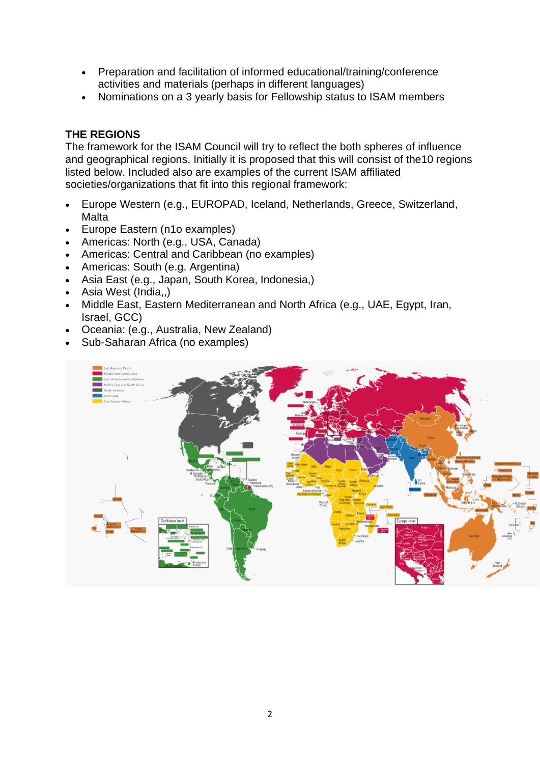- Preparation and facilitation of informed educational/training/conference activities and materials (perhaps in different languages)
- Nominations on a 3 yearly basis for Fellowship status to ISAM members

**THE REGIONS**

The framework for the ISAM Council will try to reflect the both spheres of influence and geographical regions. Initially it is proposed that this will consist of the10 regions listed below. Included also are examples of the current ISAM affiliated societies/organizations that fit into this regional framework:

- Europe Western (e.g., EUROPAD, Iceland, Netherlands, Greece, Switzerland, Malta
- Europe Eastern (n1o examples)
- Americas: North (e.g., USA, Canada)
- Americas: Central and Caribbean (no examples)
- Americas: South (e.g. Argentina)
- Asia East (e.g., Japan, South Korea, Indonesia,)
- Asia West (India,,)
- Middle East, Eastern Mediterranean and North Africa (e.g., UAE, Egypt, Iran, Israel, GCC)
- Oceania: (e.g., Australia, New Zealand)
- Sub-Saharan Africa (no examples)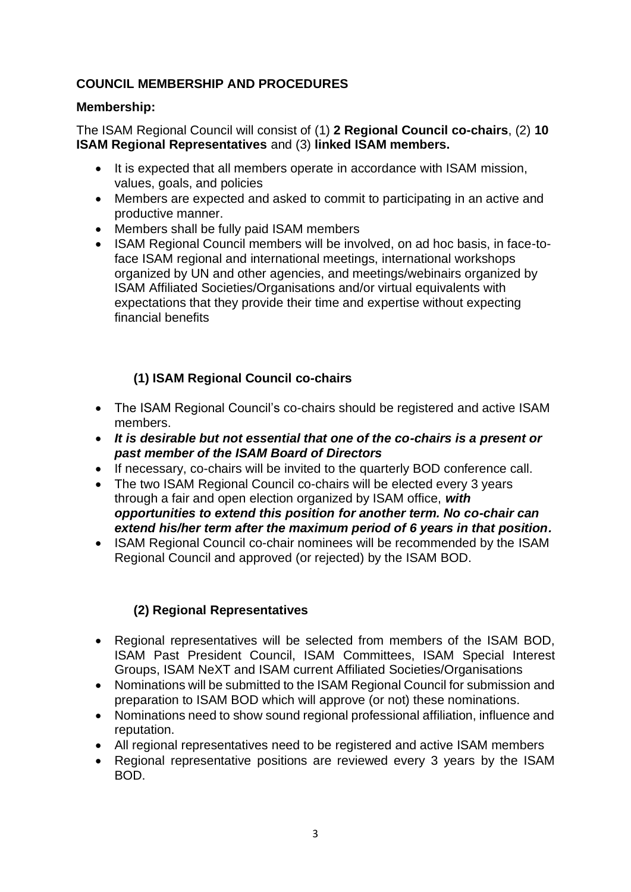## COUNCIL MEMBERSHIP AND PROCEDURES

### Membership:

The ISAM Regional Council will consist of (1) **2 Regional Council co-chairs**, (2) **10 ISAM Regional Representatives** and (3) **linked ISAM members.**

- It is expected that all members operate in accordance with ISAM mission, values, goals, and policies
- Members are expected and asked to commit to participating in an active and productive manner.
- Members shall be fully paid ISAM members
- ISAM Regional Council members will be involved, on ad hoc basis, in face-to-face ISAM regional and international meetings, international workshops organized by UN and other agencies, and meetings/webinairs organized by ISAM Affiliated Societies/Organisations and/or virtual equivalents with expectations that they provide their time and expertise without expecting financial benefits

### (1) ISAM Regional Council co-chairs

- The ISAM Regional Council's co-chairs should be registered and active ISAM members.
- ***It is desirable but not essential that one of the co-chairs is a present or past member of the ISAM Board of Directors***
- If necessary, co-chairs will be invited to the quarterly BOD conference call.
- The two ISAM Regional Council co-chairs will be elected every 3 years through a fair and open election organized by ISAM office, ***with opportunities to extend this position for another term. No co-chair can extend his/her term after the maximum period of 6 years in that position.***
- ISAM Regional Council co-chair nominees will be recommended by the ISAM Regional Council and approved (or rejected) by the ISAM BOD.

### (2) Regional Representatives

- Regional representatives will be selected from members of the ISAM BOD, ISAM Past President Council, ISAM Committees, ISAM Special Interest Groups, ISAM NeXT and ISAM current Affiliated Societies/Organisations
- Nominations will be submitted to the ISAM Regional Council for submission and preparation to ISAM BOD which will approve (or not) these nominations.
- Nominations need to show sound regional professional affiliation, influence and reputation.
- All regional representatives need to be registered and active ISAM members
- Regional representative positions are reviewed every 3 years by the ISAM BOD.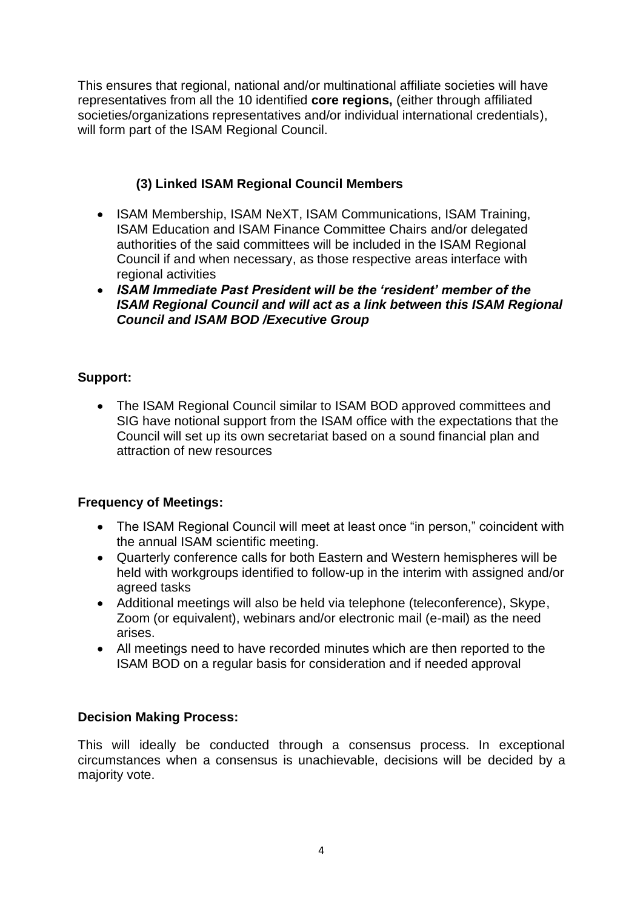This ensures that regional, national and/or multinational affiliate societies will have representatives from all the 10 identified **core regions,** (either through affiliated societies/organizations representatives and/or individual international credentials), will form part of the ISAM Regional Council.

### (3) Linked ISAM Regional Council Members

- ISAM Membership, ISAM NeXT, ISAM Communications, ISAM Training, ISAM Education and ISAM Finance Committee Chairs and/or delegated authorities of the said committees will be included in the ISAM Regional Council if and when necessary, as those respective areas interface with regional activities
- ***ISAM Immediate Past President will be the 'resident' member of the ISAM Regional Council and will act as a link between this ISAM Regional Council and ISAM BOD /Executive Group***

**Support:**

- The ISAM Regional Council similar to ISAM BOD approved committees and SIG have notional support from the ISAM office with the expectations that the Council will set up its own secretariat based on a sound financial plan and attraction of new resources

**Frequency of Meetings:**

- The ISAM Regional Council will meet at least once "in person," coincident with the annual ISAM scientific meeting.
- Quarterly conference calls for both Eastern and Western hemispheres will be held with workgroups identified to follow-up in the interim with assigned and/or agreed tasks
- Additional meetings will also be held via telephone (teleconference), Skype, Zoom (or equivalent), webinars and/or electronic mail (e-mail) as the need arises.
- All meetings need to have recorded minutes which are then reported to the ISAM BOD on a regular basis for consideration and if needed approval

**Decision Making Process:**

This will ideally be conducted through a consensus process. In exceptional circumstances when a consensus is unachievable, decisions will be decided by a majority vote.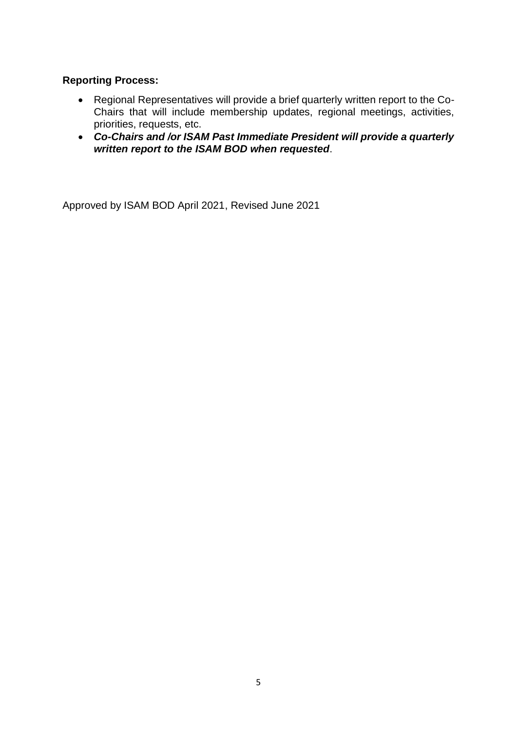**Reporting Process:**

- Regional Representatives will provide a brief quarterly written report to the Co-Chairs that will include membership updates, regional meetings, activities, priorities, requests, etc.
- ***Co-Chairs and /or ISAM Past Immediate President will provide a quarterly written report to the ISAM BOD when requested***.

Approved by ISAM BOD April 2021, Revised June 2021